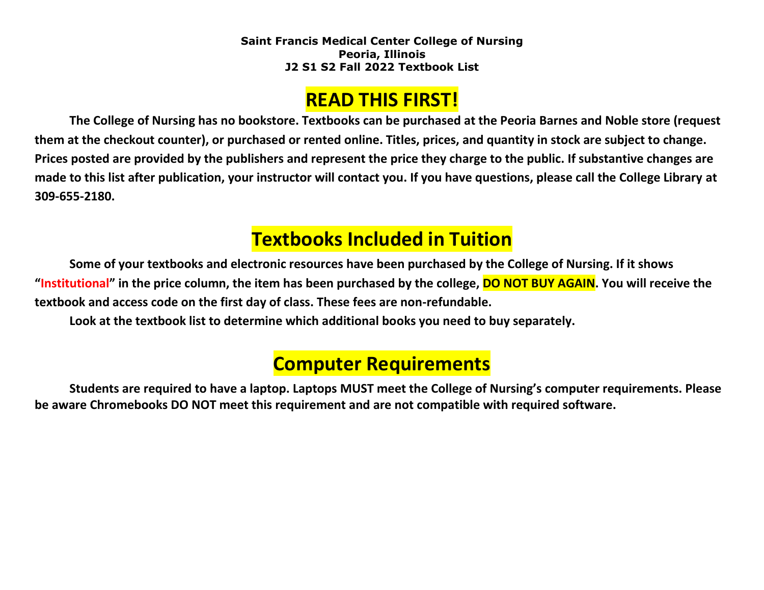**Saint Francis Medical Center College of Nursing**
**Peoria, Illinois**
**J2 S1 S2 Fall 2022 Textbook List**

# READ THIS FIRST!

**The College of Nursing has no bookstore. Textbooks can be purchased at the Peoria Barnes and Noble store (request them at the checkout counter), or purchased or rented online. Titles, prices, and quantity in stock are subject to change. Prices posted are provided by the publishers and represent the price they charge to the public. If substantive changes are made to this list after publication, your instructor will contact you. If you have questions, please call the College Library at 309-655-2180.**

# Textbooks Included in Tuition

**Some of your textbooks and electronic resources have been purchased by the College of Nursing. If it shows "Institutional" in the price column, the item has been purchased by the college, DO NOT BUY AGAIN. You will receive the textbook and access code on the first day of class. These fees are non-refundable.**

**Look at the textbook list to determine which additional books you need to buy separately.**

# Computer Requirements

**Students are required to have a laptop. Laptops MUST meet the College of Nursing's computer requirements. Please be aware Chromebooks DO NOT meet this requirement and are not compatible with required software.**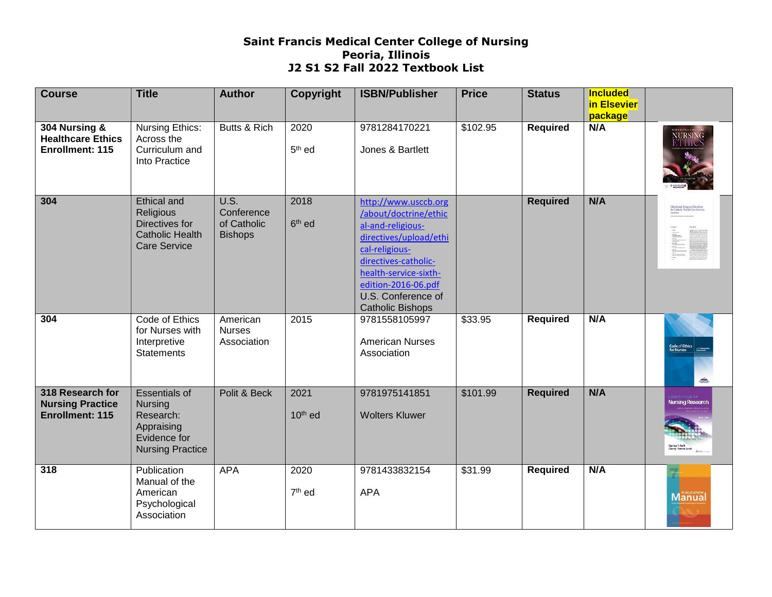# Saint Francis Medical Center College of Nursing
## Peoria, Illinois
## J2 S1 S2 Fall 2022 Textbook List

| Course | Title | Author | Copyright | ISBN/Publisher | Price | Status | Included in Elsevier package | |
|---|---|---|---|---|---|---|---|---|
| **304 Nursing & Healthcare Ethics Enrollment: 115** | Nursing Ethics: Across the Curriculum and Into Practice | Butts & Rich | 2020<br>5th ed | 9781284170221<br>Jones & Bartlett | $102.95 | **Required** | **N/A** | |
| **304** | Ethical and Religious Directives for Catholic Health Care Service | U.S. Conference of Catholic Bishops | 2018<br>6th ed | http://www.usccb.org/about/doctrine/ethical-and-religious-directives/upload/ethical-religious-directives-catholic-health-service-sixth-edition-2016-06.pdf<br>U.S. Conference of Catholic Bishops | | **Required** | **N/A** | |
| **304** | Code of Ethics for Nurses with Interpretive Statements | American Nurses Association | 2015 | 9781558105997<br>American Nurses Association | $33.95 | **Required** | **N/A** | |
| **318 Research for Nursing Practice Enrollment: 115** | Essentials of Nursing Research: Appraising Evidence for Nursing Practice | Polit & Beck | 2021<br>10th ed | 9781975141851<br>Wolters Kluwer | $101.99 | **Required** | **N/A** | |
| **318** | Publication Manual of the American Psychological Association | APA | 2020<br>7th ed | 9781433832154<br>APA | $31.99 | **Required** | **N/A** | |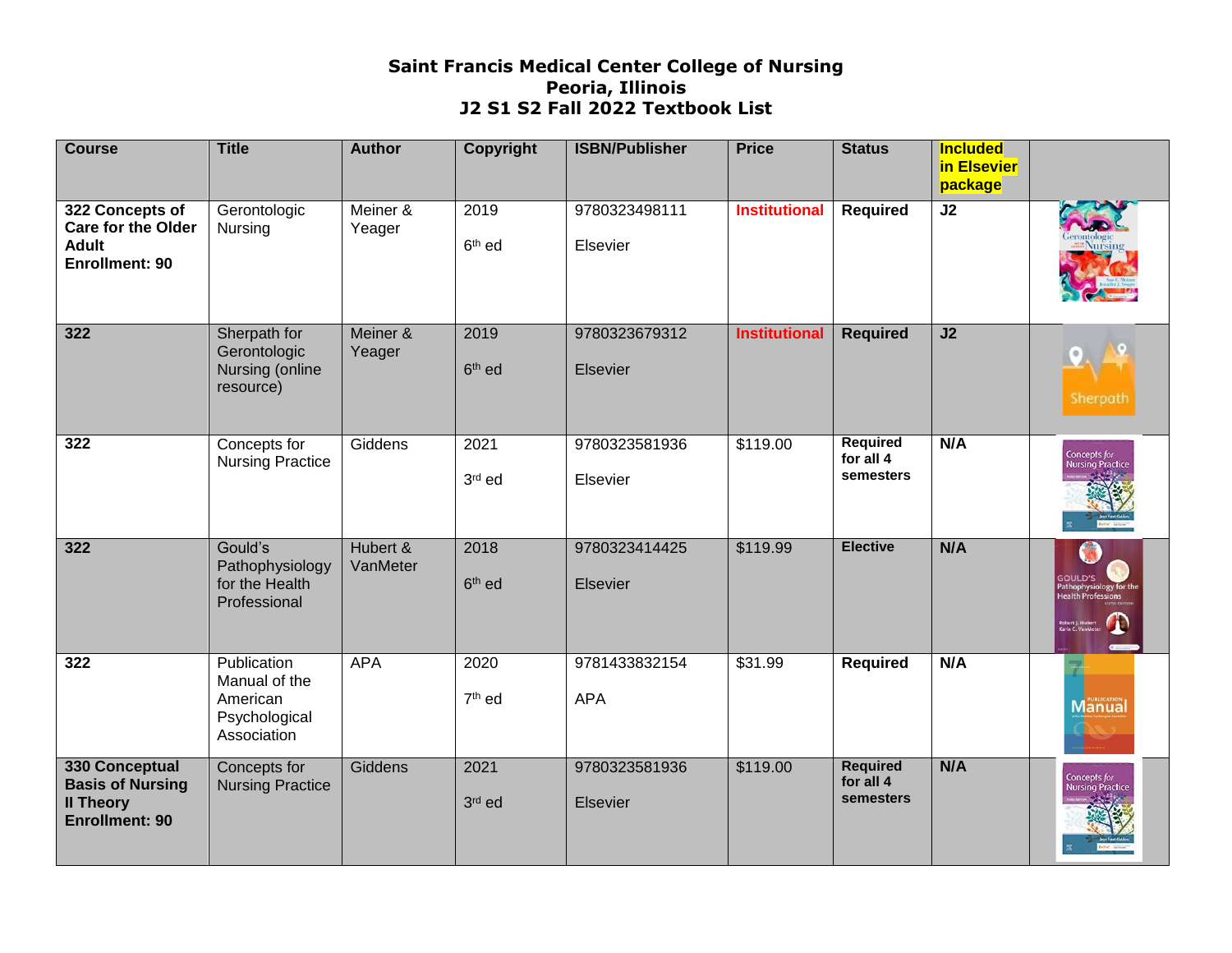**Saint Francis Medical Center College of Nursing**
**Peoria, Illinois**
**J2 S1 S2 Fall 2022 Textbook List**

| Course | Title | Author | Copyright | ISBN/Publisher | Price | Status | Included in Elsevier package | |
|---|---|---|---|---|---|---|---|---|
| **322 Concepts of Care for the Older Adult Enrollment: 90** | Gerontologic Nursing | Meiner & Yeager | 2019 6th ed | 9780323498111 Elsevier | **Institutional** | **Required** | **J2** | |
| **322** | Sherpath for Gerontologic Nursing (online resource) | Meiner & Yeager | 2019 6th ed | 9780323679312 Elsevier | **Institutional** | **Required** | **J2** | |
| **322** | Concepts for Nursing Practice | Giddens | 2021 3rd ed | 9780323581936 Elsevier | $119.00 | **Required for all 4 semesters** | **N/A** | |
| **322** | Gould's Pathophysiology for the Health Professional | Hubert & VanMeter | 2018 6th ed | 9780323414425 Elsevier | $119.99 | **Elective** | **N/A** | |
| **322** | Publication Manual of the American Psychological Association | APA | 2020 7th ed | 9781433832154 APA | $31.99 | **Required** | **N/A** | |
| **330 Conceptual Basis of Nursing II Theory Enrollment: 90** | Concepts for Nursing Practice | Giddens | 2021 3rd ed | 9780323581936 Elsevier | $119.00 | **Required for all 4 semesters** | **N/A** | |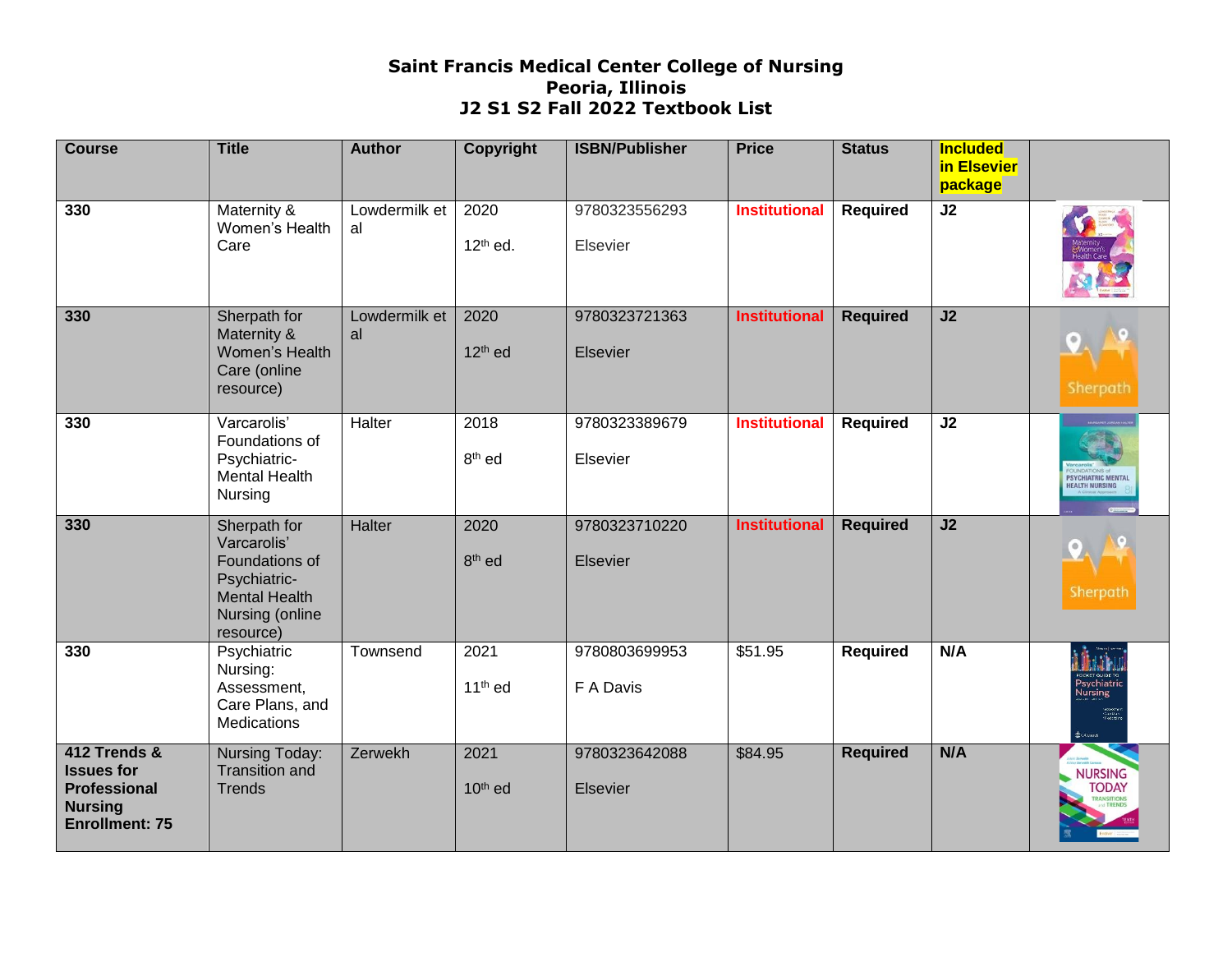# Saint Francis Medical Center College of Nursing
## Peoria, Illinois
## J2 S1 S2 Fall 2022 Textbook List

| Course | Title | Author | Copyright | ISBN/Publisher | Price | Status | Included in Elsevier package | |
|---|---|---|---|---|---|---|---|---|
| **330** | Maternity & Women's Health Care | Lowdermilk et al | 2020<br>12th ed. | 9780323556293<br>Elsevier | **Institutional** | **Required** | **J2** | |
| **330** | Sherpath for Maternity & Women's Health Care (online resource) | Lowdermilk et al | 2020<br>12th ed | 9780323721363<br>Elsevier | **Institutional** | **Required** | **J2** | |
| **330** | Varcarolis' Foundations of Psychiatric-Mental Health Nursing | Halter | 2018<br>8th ed | 9780323389679<br>Elsevier | **Institutional** | **Required** | **J2** | |
| **330** | Sherpath for Varcarolis' Foundations of Psychiatric-Mental Health Nursing (online resource) | Halter | 2020<br>8th ed | 9780323710220<br>Elsevier | **Institutional** | **Required** | **J2** | |
| **330** | Psychiatric Nursing: Assessment, Care Plans, and Medications | Townsend | 2021<br>11th ed | 9780803699953<br>F A Davis | $51.95 | **Required** | **N/A** | |
| **412 Trends & Issues for Professional Nursing Enrollment: 75** | Nursing Today: Transition and Trends | Zerwekh | 2021<br>10th ed | 9780323642088<br>Elsevier | $84.95 | **Required** | **N/A** | |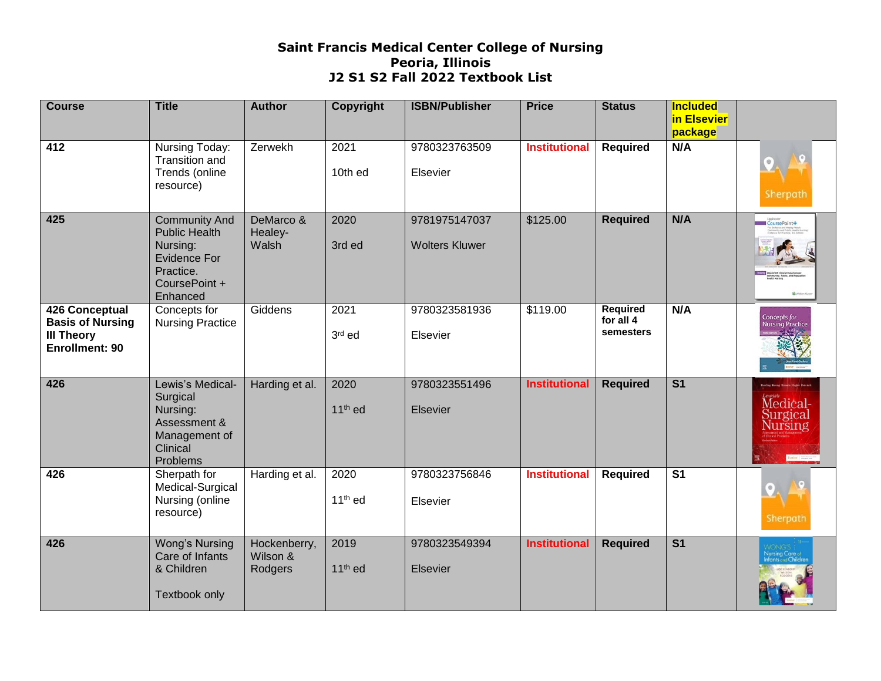**Saint Francis Medical Center College of Nursing**
**Peoria, Illinois**
**J2 S1 S2 Fall 2022 Textbook List**

| Course | Title | Author | Copyright | ISBN/Publisher | Price | Status | Included in Elsevier package | |
|---|---|---|---|---|---|---|---|---|
| **412** | Nursing Today: Transition and Trends (online resource) | Zerwekh | 2021<br>10th ed | 9780323763509<br>Elsevier | **Institutional** | **Required** | **N/A** | |
| **425** | Community And Public Health Nursing: Evidence For Practice. CoursePoint + Enhanced | DeMarco & Healey-Walsh | 2020<br>3rd ed | 9781975147037<br>Wolters Kluwer | $125.00 | **Required** | **N/A** | |
| **426 Conceptual Basis of Nursing III Theory Enrollment: 90** | Concepts for Nursing Practice | Giddens | 2021<br>3rd ed | 9780323581936<br>Elsevier | $119.00 | **Required for all 4 semesters** | **N/A** | |
| **426** | Lewis's Medical-Surgical Nursing: Assessment & Management of Clinical Problems | Harding et al. | 2020<br>11th ed | 9780323551496<br>Elsevier | **Institutional** | **Required** | **S1** | |
| **426** | Sherpath for Medical-Surgical Nursing (online resource) | Harding et al. | 2020<br>11th ed | 9780323756846<br>Elsevier | **Institutional** | **Required** | **S1** | |
| **426** | Wong's Nursing Care of Infants & Children<br><br>Textbook only | Hockenberry, Wilson & Rodgers | 2019<br>11th ed | 9780323549394<br>Elsevier | **Institutional** | **Required** | **S1** | |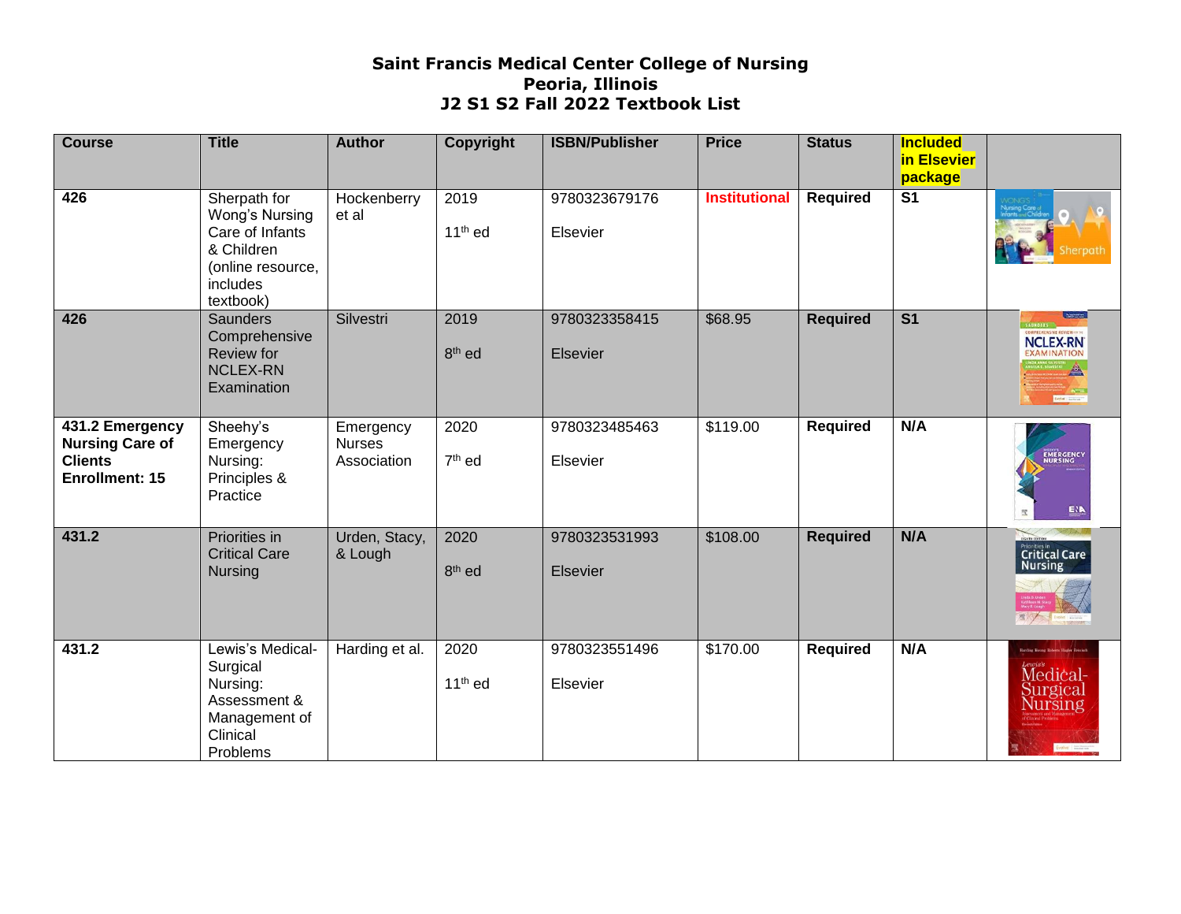**Saint Francis Medical Center College of Nursing**
**Peoria, Illinois**
**J2 S1 S2 Fall 2022 Textbook List**

| Course | Title | Author | Copyright | ISBN/Publisher | Price | Status | Included in Elsevier package | |
|---|---|---|---|---|---|---|---|---|
| **426** | Sherpath for Wong's Nursing Care of Infants & Children (online resource, includes textbook) | Hockenberry et al | 2019<br>11th ed | 9780323679176<br>Elsevier | **Institutional** | **Required** | **S1** | |
| **426** | Saunders Comprehensive Review for NCLEX-RN Examination | Silvestri | 2019<br>8th ed | 9780323358415<br>Elsevier | $68.95 | **Required** | **S1** | |
| **431.2 Emergency Nursing Care of Clients Enrollment: 15** | Sheehy's Emergency Nursing: Principles & Practice | Emergency Nurses Association | 2020<br>7th ed | 9780323485463<br>Elsevier | $119.00 | **Required** | **N/A** | |
| **431.2** | Priorities in Critical Care Nursing | Urden, Stacy, & Lough | 2020<br>8th ed | 9780323531993<br>Elsevier | $108.00 | **Required** | **N/A** | |
| **431.2** | Lewis's Medical-Surgical Nursing: Assessment & Management of Clinical Problems | Harding et al. | 2020<br>11th ed | 9780323551496<br>Elsevier | $170.00 | **Required** | **N/A** | |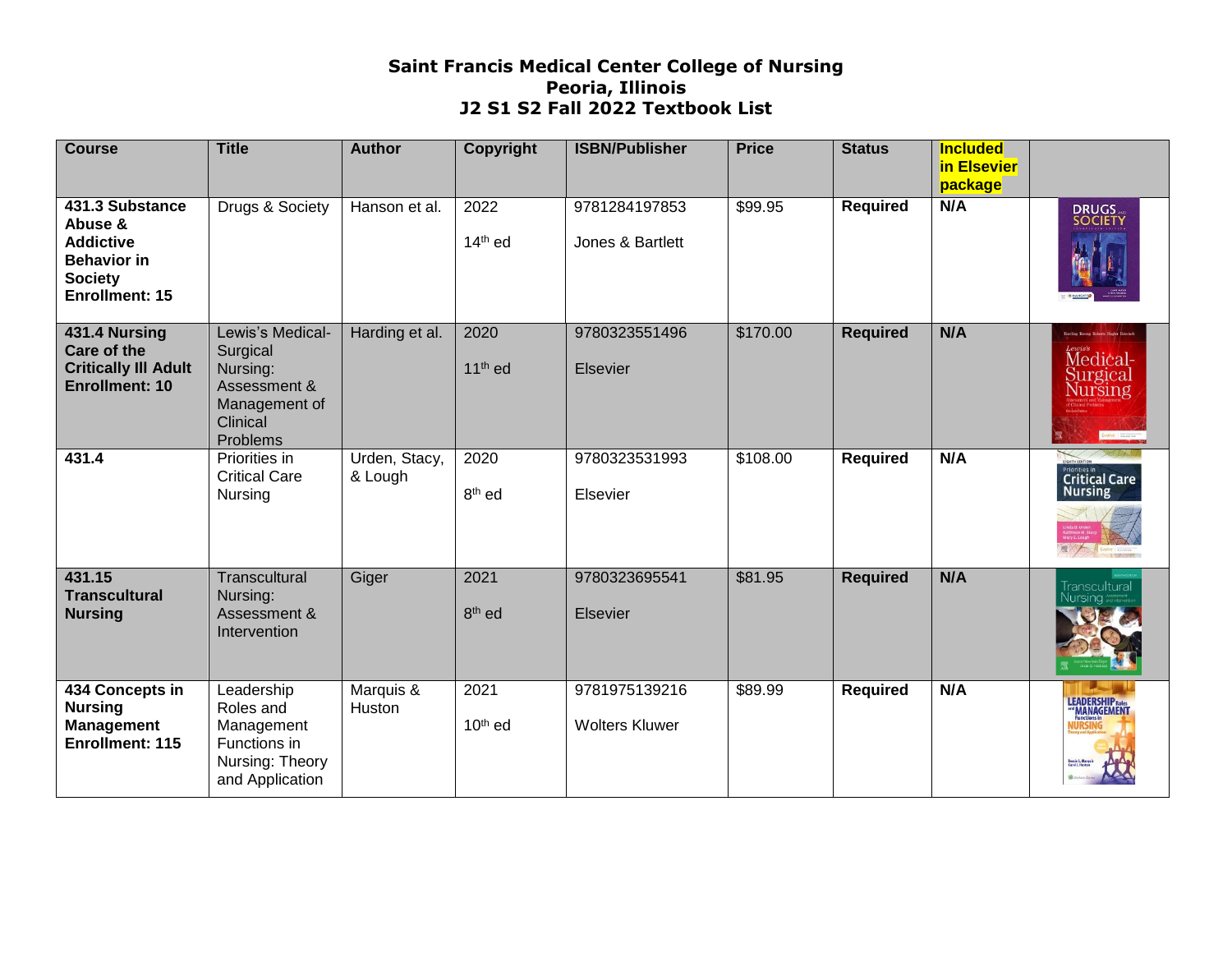**Saint Francis Medical Center College of Nursing**
**Peoria, Illinois**
**J2 S1 S2 Fall 2022 Textbook List**

| Course | Title | Author | Copyright | ISBN/Publisher | Price | Status | Included in Elsevier package | |
|---|---|---|---|---|---|---|---|---|
| **431.3 Substance Abuse & Addictive Behavior in Society Enrollment: 15** | Drugs & Society | Hanson et al. | 2022<br>14th ed | 9781284197853<br>Jones & Bartlett | $99.95 | **Required** | **N/A** | |
| **431.4 Nursing Care of the Critically Ill Adult Enrollment: 10** | Lewis's Medical-Surgical Nursing: Assessment & Management of Clinical Problems | Harding et al. | 2020<br>11th ed | 9780323551496<br>Elsevier | $170.00 | **Required** | **N/A** | |
| **431.4** | Priorities in Critical Care Nursing | Urden, Stacy, & Lough | 2020<br>8th ed | 9780323531993<br>Elsevier | $108.00 | **Required** | **N/A** | |
| **431.15 Transcultural Nursing** | Transcultural Nursing: Assessment & Intervention | Giger | 2021<br>8th ed | 9780323695541<br>Elsevier | $81.95 | **Required** | **N/A** | |
| **434 Concepts in Nursing Management Enrollment: 115** | Leadership Roles and Management Functions in Nursing: Theory and Application | Marquis & Huston | 2021<br>10th ed | 9781975139216<br>Wolters Kluwer | $89.99 | **Required** | **N/A** | |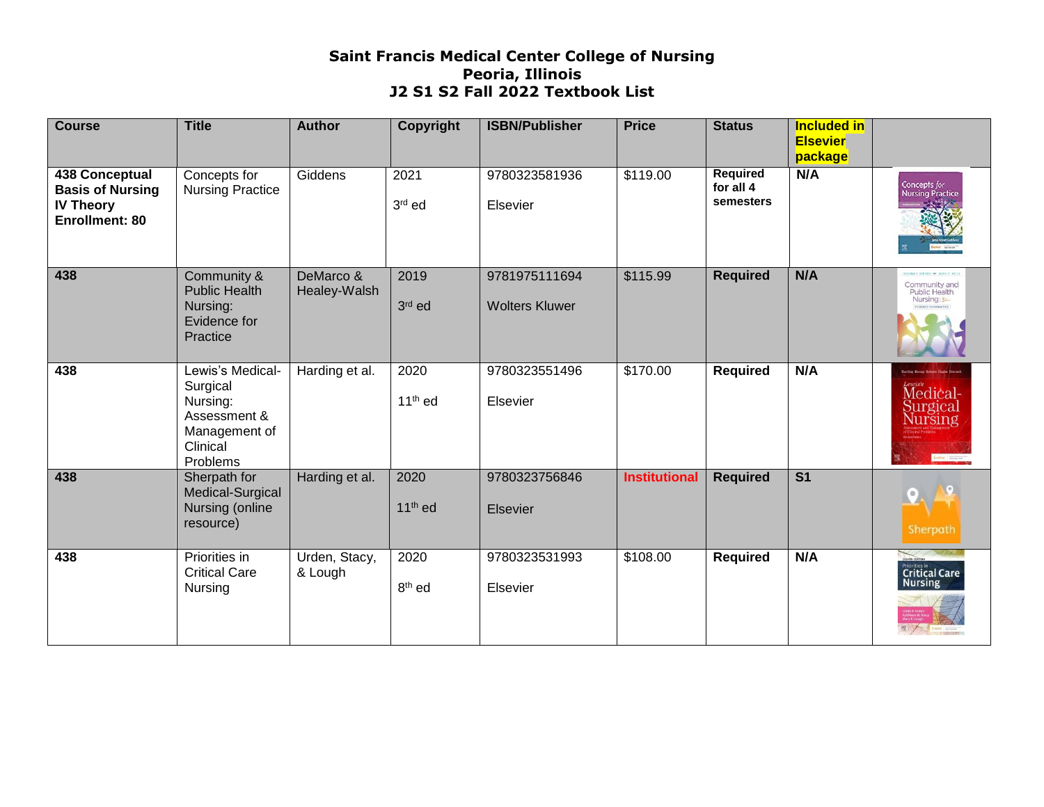# Saint Francis Medical Center College of Nursing
## Peoria, Illinois
## J2 S1 S2 Fall 2022 Textbook List

| Course | Title | Author | Copyright | ISBN/Publisher | Price | Status | Included in Elsevier package | |
|---|---|---|---|---|---|---|---|---|
| **438 Conceptual Basis of Nursing IV Theory Enrollment: 80** | Concepts for Nursing Practice | Giddens | 2021 3rd ed | 9780323581936 Elsevier | $119.00 | **Required for all 4 semesters** | **N/A** | |
| **438** | Community & Public Health Nursing: Evidence for Practice | DeMarco & Healey-Walsh | 2019 3rd ed | 9781975111694 Wolters Kluwer | $115.99 | **Required** | **N/A** | |
| **438** | Lewis's Medical-Surgical Nursing: Assessment & Management of Clinical Problems | Harding et al. | 2020 11th ed | 9780323551496 Elsevier | $170.00 | **Required** | **N/A** | |
| **438** | Sherpath for Medical-Surgical Nursing (online resource) | Harding et al. | 2020 11th ed | 9780323756846 Elsevier | **Institutional** | **Required** | **S1** | |
| **438** | Priorities in Critical Care Nursing | Urden, Stacy, & Lough | 2020 8th ed | 9780323531993 Elsevier | $108.00 | **Required** | **N/A** | |